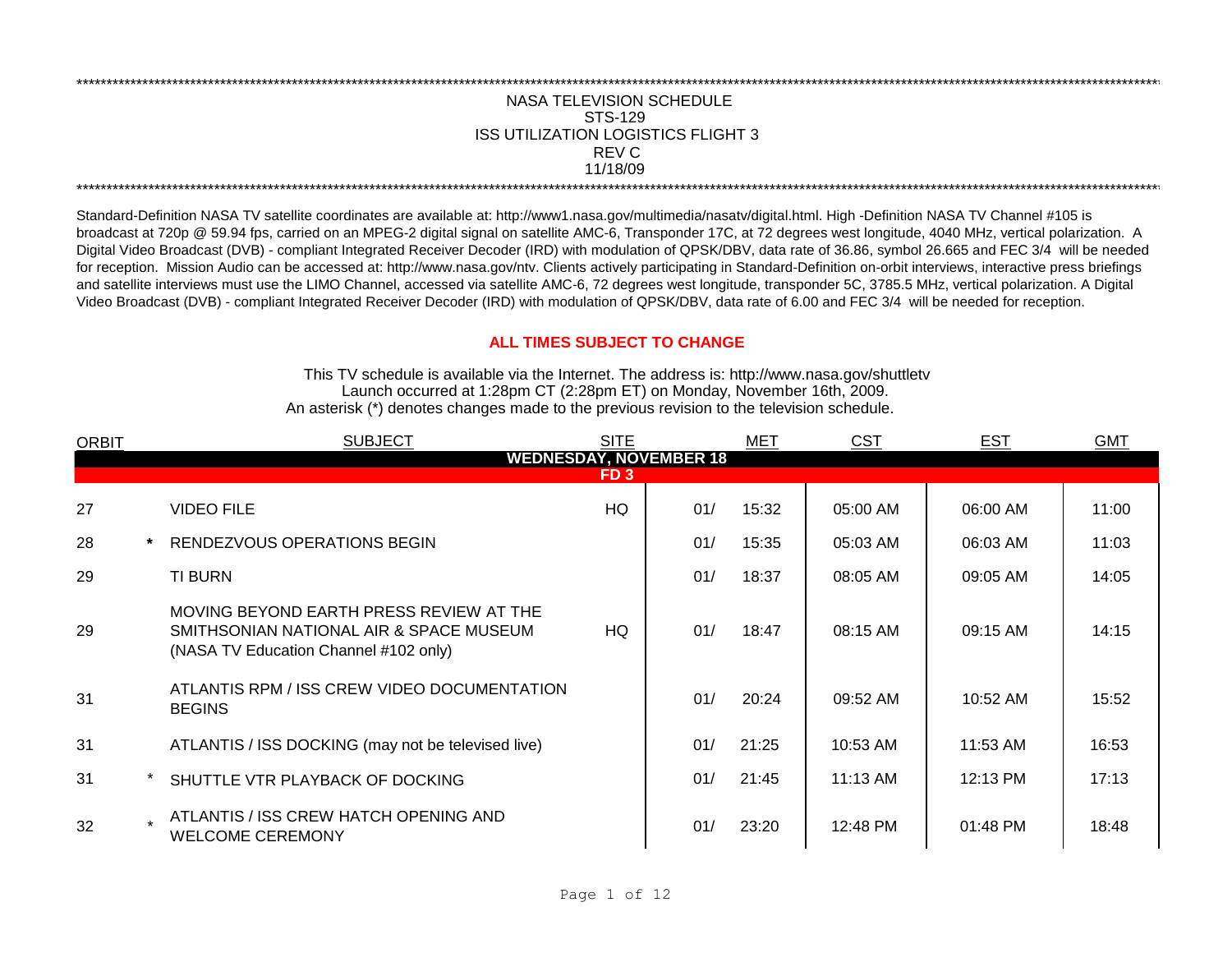\*\*\*\*\*\*\*\*\*\*\*\*\*\*\*\*\*\*\*\*\*\*\*\*\*\*\*\*\*\*\*\*\*\*\*\*\*\*\*\*\*\*\*\*\*\*\*\*\*\*\*\*\*\*\*\*\*\*\*\*\*\*\*\*\*\*\*\*\*\*\*\*\*\*\*\*\*\*

# NASA TELEVISION SCHEDULE
## STS-129
## ISS UTILIZATION LOGISTICS FLIGHT 3
## REV C
## 11/18/09

\*\*\*\*\*\*\*\*\*\*\*\*\*\*\*\*\*\*\*\*\*\*\*\*\*\*\*\*\*\*\*\*\*\*\*\*\*\*\*\*\*\*\*\*\*\*\*\*\*\*\*\*\*\*\*\*\*\*\*\*\*\*\*\*\*\*\*\*\*\*\*\*\*\*\*\*\*\*

Standard-Definition NASA TV satellite coordinates are available at: http://www1.nasa.gov/multimedia/nasatv/digital.html. High -Definition NASA TV Channel #105 is broadcast at 720p @ 59.94 fps, carried on an MPEG-2 digital signal on satellite AMC-6, Transponder 17C, at 72 degrees west longitude, 4040 MHz, vertical polarization. A Digital Video Broadcast (DVB) - compliant Integrated Receiver Decoder (IRD) with modulation of QPSK/DBV, data rate of 36.86, symbol 26.665 and FEC 3/4 will be needed for reception. Mission Audio can be accessed at: http://www.nasa.gov/ntv. Clients actively participating in Standard-Definition on-orbit interviews, interactive press briefings and satellite interviews must use the LIMO Channel, accessed via satellite AMC-6, 72 degrees west longitude, transponder 5C, 3785.5 MHz, vertical polarization. A Digital Video Broadcast (DVB) - compliant Integrated Receiver Decoder (IRD) with modulation of QPSK/DBV, data rate of 6.00 and FEC 3/4 will be needed for reception.

**ALL TIMES SUBJECT TO CHANGE**

This TV schedule is available via the Internet. The address is: http://www.nasa.gov/shuttletv
Launch occurred at 1:28pm CT (2:28pm ET) on Monday, November 16th, 2009.
An asterisk (*) denotes changes made to the previous revision to the television schedule.

| ORBIT | | SUBJECT | SITE | MET | | CST | EST | GMT |
|---|---|---|---|---|---|---|---|---|
| **WEDNESDAY, NOVEMBER 18** | | | | | | | | |
| **FD 3** | | | | | | | | |
| 27 | | VIDEO FILE | HQ | 01/ | 15:32 | 05:00 AM | 06:00 AM | 11:00 |
| 28 | * | RENDEZVOUS OPERATIONS BEGIN | | 01/ | 15:35 | 05:03 AM | 06:03 AM | 11:03 |
| 29 | | TI BURN | | 01/ | 18:37 | 08:05 AM | 09:05 AM | 14:05 |
| 29 | | MOVING BEYOND EARTH PRESS REVIEW AT THE SMITHSONIAN NATIONAL AIR & SPACE MUSEUM (NASA TV Education Channel #102 only) | HQ | 01/ | 18:47 | 08:15 AM | 09:15 AM | 14:15 |
| 31 | | ATLANTIS RPM / ISS CREW VIDEO DOCUMENTATION BEGINS | | 01/ | 20:24 | 09:52 AM | 10:52 AM | 15:52 |
| 31 | | ATLANTIS / ISS DOCKING (may not be televised live) | | 01/ | 21:25 | 10:53 AM | 11:53 AM | 16:53 |
| 31 | * | SHUTTLE VTR PLAYBACK OF DOCKING | | 01/ | 21:45 | 11:13 AM | 12:13 PM | 17:13 |
| 32 | * | ATLANTIS / ISS CREW HATCH OPENING AND WELCOME CEREMONY | | 01/ | 23:20 | 12:48 PM | 01:48 PM | 18:48 |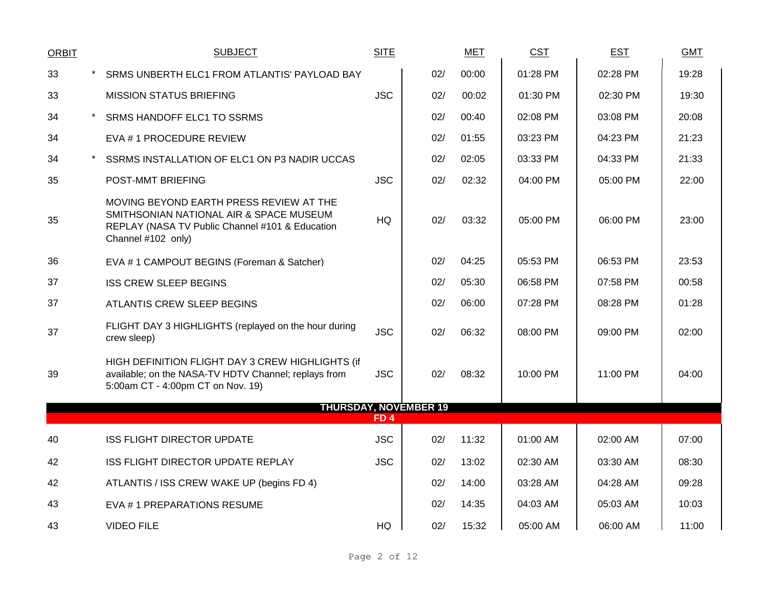| ORBIT | | SUBJECT | SITE | | MET | CST | EST | GMT |
|---|---|---|---|---|---|---|---|---|
| 33 | * | SRMS UNBERTH ELC1 FROM ATLANTIS' PAYLOAD BAY | | 02/ | 00:00 | 01:28 PM | 02:28 PM | 19:28 |
| 33 | | MISSION STATUS BRIEFING | JSC | 02/ | 00:02 | 01:30 PM | 02:30 PM | 19:30 |
| 34 | * | SRMS HANDOFF ELC1 TO SSRMS | | 02/ | 00:40 | 02:08 PM | 03:08 PM | 20:08 |
| 34 | | EVA # 1 PROCEDURE REVIEW | | 02/ | 01:55 | 03:23 PM | 04:23 PM | 21:23 |
| 34 | * | SSRMS INSTALLATION OF ELC1 ON P3 NADIR UCCAS | | 02/ | 02:05 | 03:33 PM | 04:33 PM | 21:33 |
| 35 | | POST-MMT BRIEFING | JSC | 02/ | 02:32 | 04:00 PM | 05:00 PM | 22:00 |
| 35 | | MOVING BEYOND EARTH PRESS REVIEW AT THE SMITHSONIAN NATIONAL AIR & SPACE MUSEUM REPLAY (NASA TV Public Channel #101 & Education Channel #102 only) | HQ | 02/ | 03:32 | 05:00 PM | 06:00 PM | 23:00 |
| 36 | | EVA # 1 CAMPOUT BEGINS (Foreman & Satcher) | | 02/ | 04:25 | 05:53 PM | 06:53 PM | 23:53 |
| 37 | | ISS CREW SLEEP BEGINS | | 02/ | 05:30 | 06:58 PM | 07:58 PM | 00:58 |
| 37 | | ATLANTIS CREW SLEEP BEGINS | | 02/ | 06:00 | 07:28 PM | 08:28 PM | 01:28 |
| 37 | | FLIGHT DAY 3 HIGHLIGHTS (replayed on the hour during crew sleep) | JSC | 02/ | 06:32 | 08:00 PM | 09:00 PM | 02:00 |
| 39 | | HIGH DEFINITION FLIGHT DAY 3 CREW HIGHLIGHTS (if available; on the NASA-TV HDTV Channel; replays from 5:00am CT - 4:00pm CT on Nov. 19) | JSC | 02/ | 08:32 | 10:00 PM | 11:00 PM | 04:00 |
| | | **THURSDAY, NOVEMBER 19** | | | | | | |
| | | **FD 4** | | | | | | |
| 40 | | ISS FLIGHT DIRECTOR UPDATE | JSC | 02/ | 11:32 | 01:00 AM | 02:00 AM | 07:00 |
| 42 | | ISS FLIGHT DIRECTOR UPDATE REPLAY | JSC | 02/ | 13:02 | 02:30 AM | 03:30 AM | 08:30 |
| 42 | | ATLANTIS / ISS CREW WAKE UP (begins FD 4) | | 02/ | 14:00 | 03:28 AM | 04:28 AM | 09:28 |
| 43 | | EVA # 1 PREPARATIONS RESUME | | 02/ | 14:35 | 04:03 AM | 05:03 AM | 10:03 |
| 43 | | VIDEO FILE | HQ | 02/ | 15:32 | 05:00 AM | 06:00 AM | 11:00 |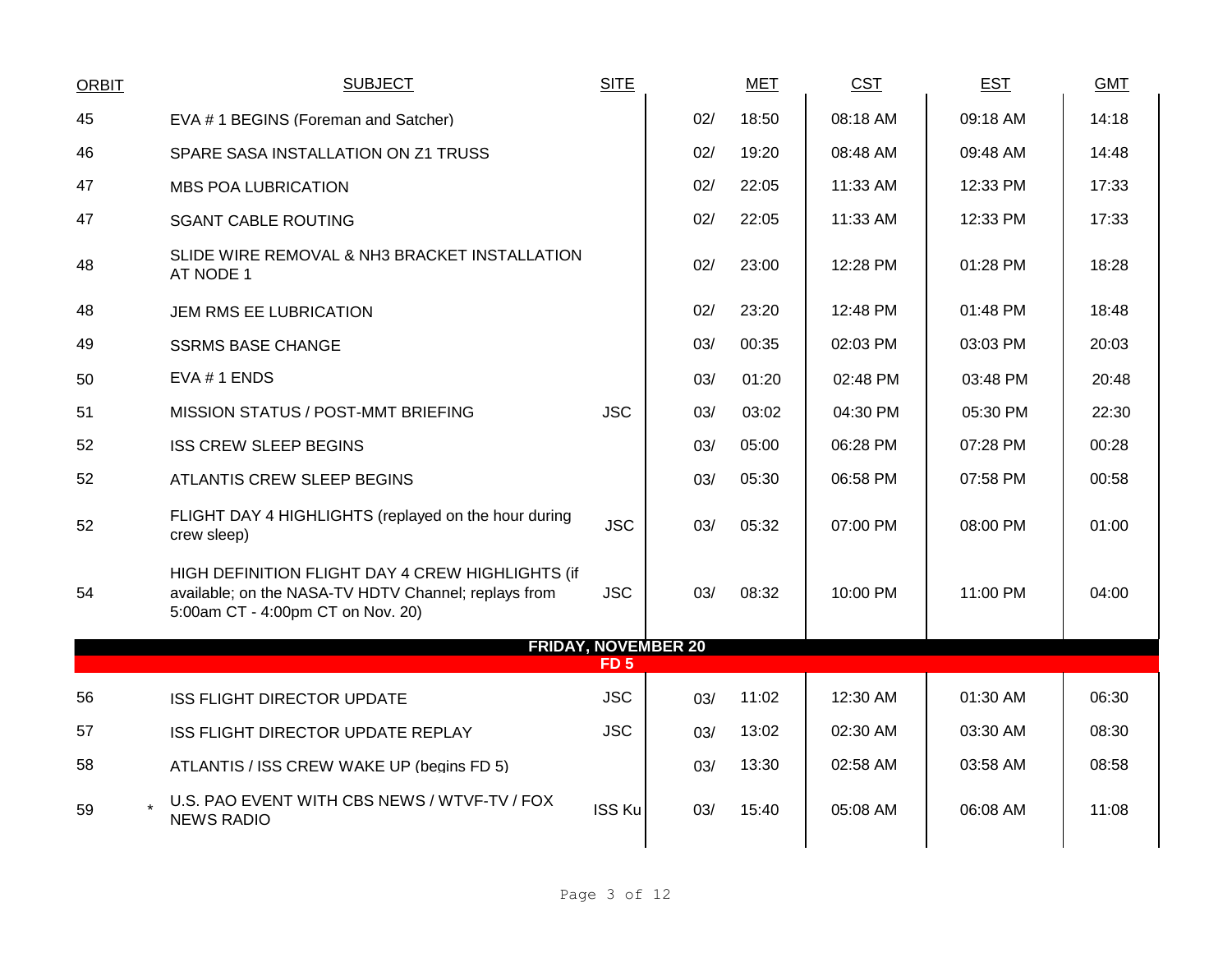| ORBIT | | SUBJECT | SITE | | MET | CST | EST | GMT |
|---|---|---|---|---|---|---|---|---|
| 45 | | EVA # 1 BEGINS (Foreman and Satcher) | | 02/ | 18:50 | 08:18 AM | 09:18 AM | 14:18 |
| 46 | | SPARE SASA INSTALLATION ON Z1 TRUSS | | 02/ | 19:20 | 08:48 AM | 09:48 AM | 14:48 |
| 47 | | MBS POA LUBRICATION | | 02/ | 22:05 | 11:33 AM | 12:33 PM | 17:33 |
| 47 | | SGANT CABLE ROUTING | | 02/ | 22:05 | 11:33 AM | 12:33 PM | 17:33 |
| 48 | | SLIDE WIRE REMOVAL & NH3 BRACKET INSTALLATION AT NODE 1 | | 02/ | 23:00 | 12:28 PM | 01:28 PM | 18:28 |
| 48 | | JEM RMS EE LUBRICATION | | 02/ | 23:20 | 12:48 PM | 01:48 PM | 18:48 |
| 49 | | SSRMS BASE CHANGE | | 03/ | 00:35 | 02:03 PM | 03:03 PM | 20:03 |
| 50 | | EVA # 1 ENDS | | 03/ | 01:20 | 02:48 PM | 03:48 PM | 20:48 |
| 51 | | MISSION STATUS / POST-MMT BRIEFING | JSC | 03/ | 03:02 | 04:30 PM | 05:30 PM | 22:30 |
| 52 | | ISS CREW SLEEP BEGINS | | 03/ | 05:00 | 06:28 PM | 07:28 PM | 00:28 |
| 52 | | ATLANTIS CREW SLEEP BEGINS | | 03/ | 05:30 | 06:58 PM | 07:58 PM | 00:58 |
| 52 | | FLIGHT DAY 4 HIGHLIGHTS (replayed on the hour during crew sleep) | JSC | 03/ | 05:32 | 07:00 PM | 08:00 PM | 01:00 |
| 54 | | HIGH DEFINITION FLIGHT DAY 4 CREW HIGHLIGHTS (if available; on the NASA-TV HDTV Channel; replays from 5:00am CT - 4:00pm CT on Nov. 20) | JSC | 03/ | 08:32 | 10:00 PM | 11:00 PM | 04:00 |
| | | **FRIDAY, NOVEMBER 20** | | | | | | |
| | | **FD 5** | | | | | | |
| 56 | | ISS FLIGHT DIRECTOR UPDATE | JSC | 03/ | 11:02 | 12:30 AM | 01:30 AM | 06:30 |
| 57 | | ISS FLIGHT DIRECTOR UPDATE REPLAY | JSC | 03/ | 13:02 | 02:30 AM | 03:30 AM | 08:30 |
| 58 | | ATLANTIS / ISS CREW WAKE UP (begins FD 5) | | 03/ | 13:30 | 02:58 AM | 03:58 AM | 08:58 |
| 59 | * | U.S. PAO EVENT WITH CBS NEWS / WTVF-TV / FOX NEWS RADIO | ISS Ku | 03/ | 15:40 | 05:08 AM | 06:08 AM | 11:08 |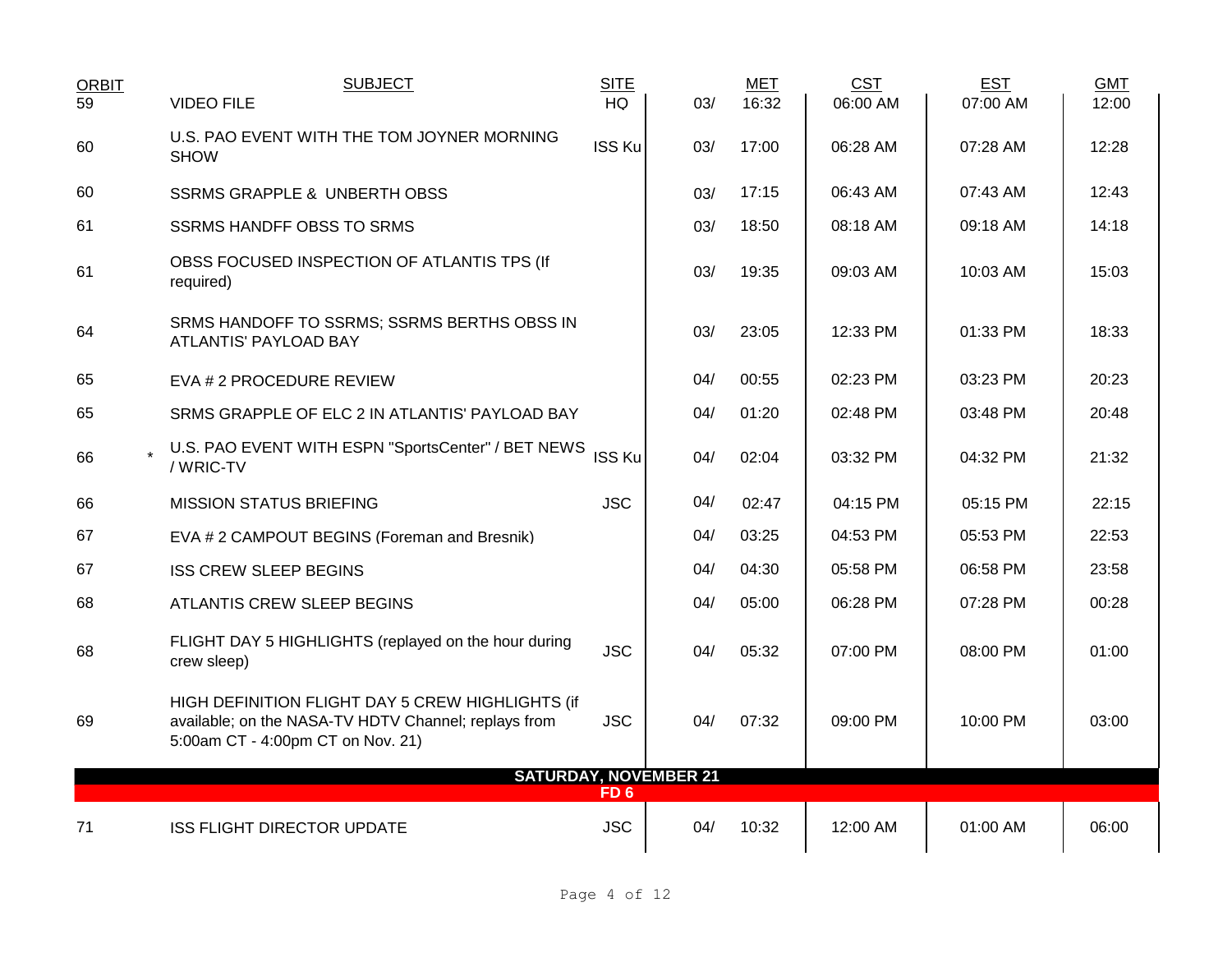| ORBIT | | SUBJECT | SITE | | MET | CST | EST | GMT |
|---|---|---|---|---|---|---|---|---|
| 59 | | VIDEO FILE | HQ | 03/ | 16:32 | 06:00 AM | 07:00 AM | 12:00 |
| 60 | | U.S. PAO EVENT WITH THE TOM JOYNER MORNING SHOW | ISS Ku | 03/ | 17:00 | 06:28 AM | 07:28 AM | 12:28 |
| 60 | | SSRMS GRAPPLE & UNBERTH OBSS | | 03/ | 17:15 | 06:43 AM | 07:43 AM | 12:43 |
| 61 | | SSRMS HANDFF OBSS TO SRMS | | 03/ | 18:50 | 08:18 AM | 09:18 AM | 14:18 |
| 61 | | OBSS FOCUSED INSPECTION OF ATLANTIS TPS (If required) | | 03/ | 19:35 | 09:03 AM | 10:03 AM | 15:03 |
| 64 | | SRMS HANDOFF TO SSRMS; SSRMS BERTHS OBSS IN ATLANTIS' PAYLOAD BAY | | 03/ | 23:05 | 12:33 PM | 01:33 PM | 18:33 |
| 65 | | EVA # 2 PROCEDURE REVIEW | | 04/ | 00:55 | 02:23 PM | 03:23 PM | 20:23 |
| 65 | | SRMS GRAPPLE OF ELC 2 IN ATLANTIS' PAYLOAD BAY | | 04/ | 01:20 | 02:48 PM | 03:48 PM | 20:48 |
| 66 | * | U.S. PAO EVENT WITH ESPN "SportsCenter" / BET NEWS / WRIC-TV | ISS Ku | 04/ | 02:04 | 03:32 PM | 04:32 PM | 21:32 |
| 66 | | MISSION STATUS BRIEFING | JSC | 04/ | 02:47 | 04:15 PM | 05:15 PM | 22:15 |
| 67 | | EVA # 2 CAMPOUT BEGINS (Foreman and Bresnik) | | 04/ | 03:25 | 04:53 PM | 05:53 PM | 22:53 |
| 67 | | ISS CREW SLEEP BEGINS | | 04/ | 04:30 | 05:58 PM | 06:58 PM | 23:58 |
| 68 | | ATLANTIS CREW SLEEP BEGINS | | 04/ | 05:00 | 06:28 PM | 07:28 PM | 00:28 |
| 68 | | FLIGHT DAY 5 HIGHLIGHTS (replayed on the hour during crew sleep) | JSC | 04/ | 05:32 | 07:00 PM | 08:00 PM | 01:00 |
| 69 | | HIGH DEFINITION FLIGHT DAY 5 CREW HIGHLIGHTS (if available; on the NASA-TV HDTV Channel; replays from 5:00am CT - 4:00pm CT on Nov. 21) | JSC | 04/ | 07:32 | 09:00 PM | 10:00 PM | 03:00 |
| | | **SATURDAY, NOVEMBER 21** | | | | | | |
| | | **FD 6** | | | | | | |
| 71 | | ISS FLIGHT DIRECTOR UPDATE | JSC | 04/ | 10:32 | 12:00 AM | 01:00 AM | 06:00 |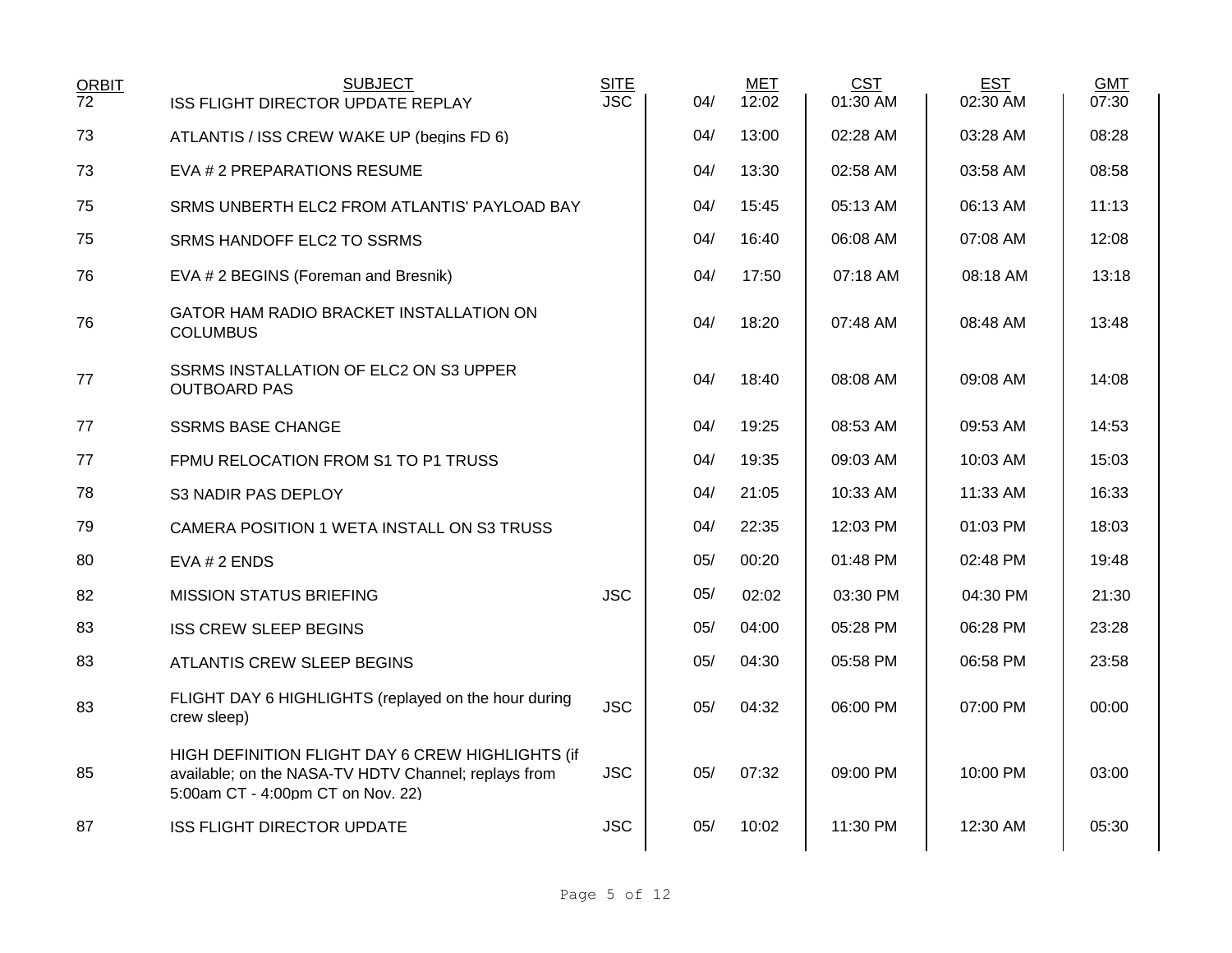| ORBIT | SUBJECT | SITE | | MET | CST | EST | GMT |
|---|---|---|---|---|---|---|---|
| 72 | ISS FLIGHT DIRECTOR UPDATE REPLAY | JSC | 04/ | 12:02 | 01:30 AM | 02:30 AM | 07:30 |
| 73 | ATLANTIS / ISS CREW WAKE UP (begins FD 6) | | 04/ | 13:00 | 02:28 AM | 03:28 AM | 08:28 |
| 73 | EVA # 2 PREPARATIONS RESUME | | 04/ | 13:30 | 02:58 AM | 03:58 AM | 08:58 |
| 75 | SRMS UNBERTH ELC2 FROM ATLANTIS' PAYLOAD BAY | | 04/ | 15:45 | 05:13 AM | 06:13 AM | 11:13 |
| 75 | SRMS HANDOFF ELC2 TO SSRMS | | 04/ | 16:40 | 06:08 AM | 07:08 AM | 12:08 |
| 76 | EVA # 2 BEGINS (Foreman and Bresnik) | | 04/ | 17:50 | 07:18 AM | 08:18 AM | 13:18 |
| 76 | GATOR HAM RADIO BRACKET INSTALLATION ON COLUMBUS | | 04/ | 18:20 | 07:48 AM | 08:48 AM | 13:48 |
| 77 | SSRMS INSTALLATION OF ELC2 ON S3 UPPER OUTBOARD PAS | | 04/ | 18:40 | 08:08 AM | 09:08 AM | 14:08 |
| 77 | SSRMS BASE CHANGE | | 04/ | 19:25 | 08:53 AM | 09:53 AM | 14:53 |
| 77 | FPMU RELOCATION FROM S1 TO P1 TRUSS | | 04/ | 19:35 | 09:03 AM | 10:03 AM | 15:03 |
| 78 | S3 NADIR PAS DEPLOY | | 04/ | 21:05 | 10:33 AM | 11:33 AM | 16:33 |
| 79 | CAMERA POSITION 1 WETA INSTALL ON S3 TRUSS | | 04/ | 22:35 | 12:03 PM | 01:03 PM | 18:03 |
| 80 | EVA # 2 ENDS | | 05/ | 00:20 | 01:48 PM | 02:48 PM | 19:48 |
| 82 | MISSION STATUS BRIEFING | JSC | 05/ | 02:02 | 03:30 PM | 04:30 PM | 21:30 |
| 83 | ISS CREW SLEEP BEGINS | | 05/ | 04:00 | 05:28 PM | 06:28 PM | 23:28 |
| 83 | ATLANTIS CREW SLEEP BEGINS | | 05/ | 04:30 | 05:58 PM | 06:58 PM | 23:58 |
| 83 | FLIGHT DAY 6 HIGHLIGHTS (replayed on the hour during crew sleep) | JSC | 05/ | 04:32 | 06:00 PM | 07:00 PM | 00:00 |
| 85 | HIGH DEFINITION FLIGHT DAY 6 CREW HIGHLIGHTS (if available; on the NASA-TV HDTV Channel; replays from 5:00am CT - 4:00pm CT on Nov. 22) | JSC | 05/ | 07:32 | 09:00 PM | 10:00 PM | 03:00 |
| 87 | ISS FLIGHT DIRECTOR UPDATE | JSC | 05/ | 10:02 | 11:30 PM | 12:30 AM | 05:30 |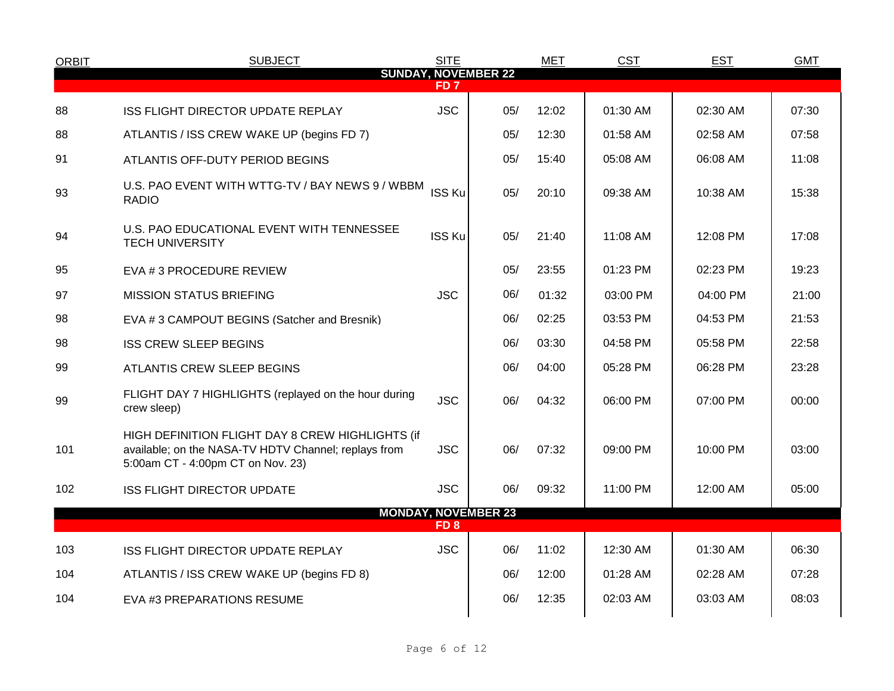| ORBIT | SUBJECT | SITE | MET | | CST | EST | GMT |
|---|---|---|---|---|---|---|---|
| | **SUNDAY, NOVEMBER 22** | | | | | | |
| | **FD 7** | | | | | | |
| 88 | ISS FLIGHT DIRECTOR UPDATE REPLAY | JSC | 05/ | 12:02 | 01:30 AM | 02:30 AM | 07:30 |
| 88 | ATLANTIS / ISS CREW WAKE UP (begins FD 7) | | 05/ | 12:30 | 01:58 AM | 02:58 AM | 07:58 |
| 91 | ATLANTIS OFF-DUTY PERIOD BEGINS | | 05/ | 15:40 | 05:08 AM | 06:08 AM | 11:08 |
| 93 | U.S. PAO EVENT WITH WTTG-TV / BAY NEWS 9 / WBBM RADIO | ISS Ku | 05/ | 20:10 | 09:38 AM | 10:38 AM | 15:38 |
| 94 | U.S. PAO EDUCATIONAL EVENT WITH TENNESSEE TECH UNIVERSITY | ISS Ku | 05/ | 21:40 | 11:08 AM | 12:08 PM | 17:08 |
| 95 | EVA # 3 PROCEDURE REVIEW | | 05/ | 23:55 | 01:23 PM | 02:23 PM | 19:23 |
| 97 | MISSION STATUS BRIEFING | JSC | 06/ | 01:32 | 03:00 PM | 04:00 PM | 21:00 |
| 98 | EVA # 3 CAMPOUT BEGINS (Satcher and Bresnik) | | 06/ | 02:25 | 03:53 PM | 04:53 PM | 21:53 |
| 98 | ISS CREW SLEEP BEGINS | | 06/ | 03:30 | 04:58 PM | 05:58 PM | 22:58 |
| 99 | ATLANTIS CREW SLEEP BEGINS | | 06/ | 04:00 | 05:28 PM | 06:28 PM | 23:28 |
| 99 | FLIGHT DAY 7 HIGHLIGHTS (replayed on the hour during crew sleep) | JSC | 06/ | 04:32 | 06:00 PM | 07:00 PM | 00:00 |
| 101 | HIGH DEFINITION FLIGHT DAY 8 CREW HIGHLIGHTS (if available; on the NASA-TV HDTV Channel; replays from 5:00am CT - 4:00pm CT on Nov. 23) | JSC | 06/ | 07:32 | 09:00 PM | 10:00 PM | 03:00 |
| 102 | ISS FLIGHT DIRECTOR UPDATE | JSC | 06/ | 09:32 | 11:00 PM | 12:00 AM | 05:00 |
| | **MONDAY, NOVEMBER 23** | | | | | | |
| | **FD 8** | | | | | | |
| 103 | ISS FLIGHT DIRECTOR UPDATE REPLAY | JSC | 06/ | 11:02 | 12:30 AM | 01:30 AM | 06:30 |
| 104 | ATLANTIS / ISS CREW WAKE UP (begins FD 8) | | 06/ | 12:00 | 01:28 AM | 02:28 AM | 07:28 |
| 104 | EVA #3 PREPARATIONS RESUME | | 06/ | 12:35 | 02:03 AM | 03:03 AM | 08:03 |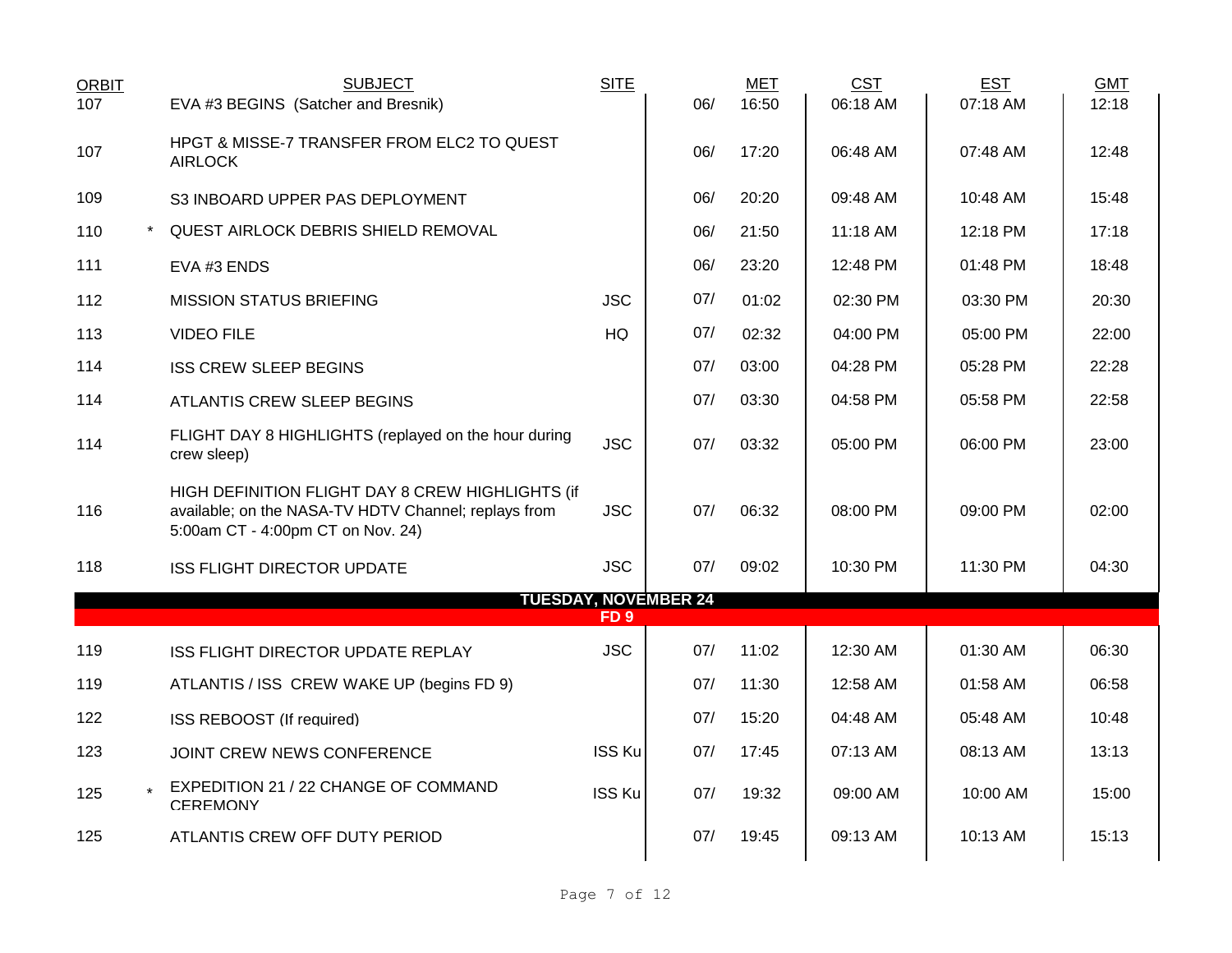| ORBIT | | SUBJECT | SITE | MET | | CST | EST | GMT |
|---|---|---|---|---|---|---|---|---|
| 107 | | EVA #3 BEGINS (Satcher and Bresnik) | | 06/ | 16:50 | 06:18 AM | 07:18 AM | 12:18 |
| 107 | | HPGT & MISSE-7 TRANSFER FROM ELC2 TO QUEST AIRLOCK | | 06/ | 17:20 | 06:48 AM | 07:48 AM | 12:48 |
| 109 | | S3 INBOARD UPPER PAS DEPLOYMENT | | 06/ | 20:20 | 09:48 AM | 10:48 AM | 15:48 |
| 110 | * | QUEST AIRLOCK DEBRIS SHIELD REMOVAL | | 06/ | 21:50 | 11:18 AM | 12:18 PM | 17:18 |
| 111 | | EVA #3 ENDS | | 06/ | 23:20 | 12:48 PM | 01:48 PM | 18:48 |
| 112 | | MISSION STATUS BRIEFING | JSC | 07/ | 01:02 | 02:30 PM | 03:30 PM | 20:30 |
| 113 | | VIDEO FILE | HQ | 07/ | 02:32 | 04:00 PM | 05:00 PM | 22:00 |
| 114 | | ISS CREW SLEEP BEGINS | | 07/ | 03:00 | 04:28 PM | 05:28 PM | 22:28 |
| 114 | | ATLANTIS CREW SLEEP BEGINS | | 07/ | 03:30 | 04:58 PM | 05:58 PM | 22:58 |
| 114 | | FLIGHT DAY 8 HIGHLIGHTS (replayed on the hour during crew sleep) | JSC | 07/ | 03:32 | 05:00 PM | 06:00 PM | 23:00 |
| 116 | | HIGH DEFINITION FLIGHT DAY 8 CREW HIGHLIGHTS (if available; on the NASA-TV HDTV Channel; replays from 5:00am CT - 4:00pm CT on Nov. 24) | JSC | 07/ | 06:32 | 08:00 PM | 09:00 PM | 02:00 |
| 118 | | ISS FLIGHT DIRECTOR UPDATE | JSC | 07/ | 09:02 | 10:30 PM | 11:30 PM | 04:30 |
| | | **TUESDAY, NOVEMBER 24** | | | | | | |
| | | **FD 9** | | | | | | |
| 119 | | ISS FLIGHT DIRECTOR UPDATE REPLAY | JSC | 07/ | 11:02 | 12:30 AM | 01:30 AM | 06:30 |
| 119 | | ATLANTIS / ISS CREW WAKE UP (begins FD 9) | | 07/ | 11:30 | 12:58 AM | 01:58 AM | 06:58 |
| 122 | | ISS REBOOST (If required) | | 07/ | 15:20 | 04:48 AM | 05:48 AM | 10:48 |
| 123 | | JOINT CREW NEWS CONFERENCE | ISS Ku | 07/ | 17:45 | 07:13 AM | 08:13 AM | 13:13 |
| 125 | * | EXPEDITION 21 / 22 CHANGE OF COMMAND CEREMONY | ISS Ku | 07/ | 19:32 | 09:00 AM | 10:00 AM | 15:00 |
| 125 | | ATLANTIS CREW OFF DUTY PERIOD | | 07/ | 19:45 | 09:13 AM | 10:13 AM | 15:13 |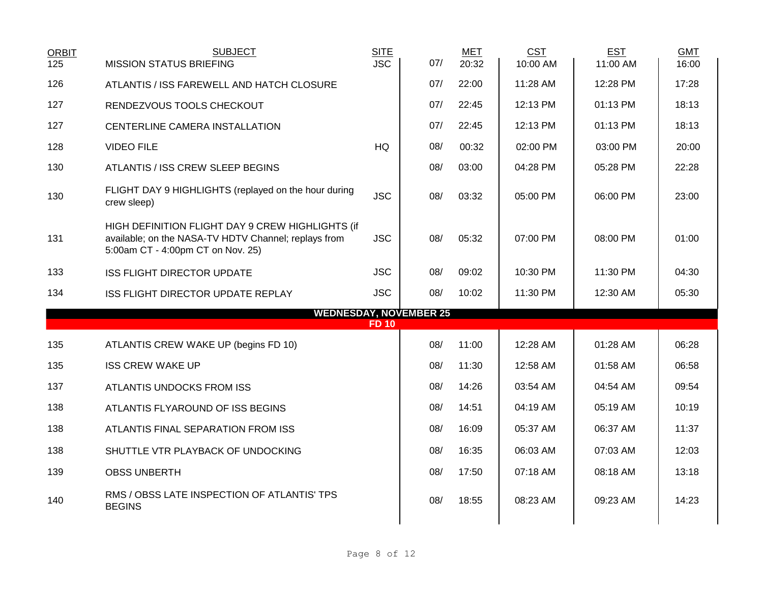| ORBIT | SUBJECT | SITE | | MET | CST | EST | GMT |
|---|---|---|---|---|---|---|---|
| 125 | MISSION STATUS BRIEFING | JSC | 07/ | 20:32 | 10:00 AM | 11:00 AM | 16:00 |
| 126 | ATLANTIS / ISS FAREWELL AND HATCH CLOSURE | | 07/ | 22:00 | 11:28 AM | 12:28 PM | 17:28 |
| 127 | RENDEZVOUS TOOLS CHECKOUT | | 07/ | 22:45 | 12:13 PM | 01:13 PM | 18:13 |
| 127 | CENTERLINE CAMERA INSTALLATION | | 07/ | 22:45 | 12:13 PM | 01:13 PM | 18:13 |
| 128 | VIDEO FILE | HQ | 08/ | 00:32 | 02:00 PM | 03:00 PM | 20:00 |
| 130 | ATLANTIS / ISS CREW SLEEP BEGINS | | 08/ | 03:00 | 04:28 PM | 05:28 PM | 22:28 |
| 130 | FLIGHT DAY 9 HIGHLIGHTS (replayed on the hour during crew sleep) | JSC | 08/ | 03:32 | 05:00 PM | 06:00 PM | 23:00 |
| 131 | HIGH DEFINITION FLIGHT DAY 9 CREW HIGHLIGHTS (if available; on the NASA-TV HDTV Channel; replays from 5:00am CT - 4:00pm CT on Nov. 25) | JSC | 08/ | 05:32 | 07:00 PM | 08:00 PM | 01:00 |
| 133 | ISS FLIGHT DIRECTOR UPDATE | JSC | 08/ | 09:02 | 10:30 PM | 11:30 PM | 04:30 |
| 134 | ISS FLIGHT DIRECTOR UPDATE REPLAY | JSC | 08/ | 10:02 | 11:30 PM | 12:30 AM | 05:30 |
| | **WEDNESDAY, NOVEMBER 25** | | | | | | |
| | **FD 10** | | | | | | |
| 135 | ATLANTIS CREW WAKE UP (begins FD 10) | | 08/ | 11:00 | 12:28 AM | 01:28 AM | 06:28 |
| 135 | ISS CREW WAKE UP | | 08/ | 11:30 | 12:58 AM | 01:58 AM | 06:58 |
| 137 | ATLANTIS UNDOCKS FROM ISS | | 08/ | 14:26 | 03:54 AM | 04:54 AM | 09:54 |
| 138 | ATLANTIS FLYAROUND OF ISS BEGINS | | 08/ | 14:51 | 04:19 AM | 05:19 AM | 10:19 |
| 138 | ATLANTIS FINAL SEPARATION FROM ISS | | 08/ | 16:09 | 05:37 AM | 06:37 AM | 11:37 |
| 138 | SHUTTLE VTR PLAYBACK OF UNDOCKING | | 08/ | 16:35 | 06:03 AM | 07:03 AM | 12:03 |
| 139 | OBSS UNBERTH | | 08/ | 17:50 | 07:18 AM | 08:18 AM | 13:18 |
| 140 | RMS / OBSS LATE INSPECTION OF ATLANTIS' TPS BEGINS | | 08/ | 18:55 | 08:23 AM | 09:23 AM | 14:23 |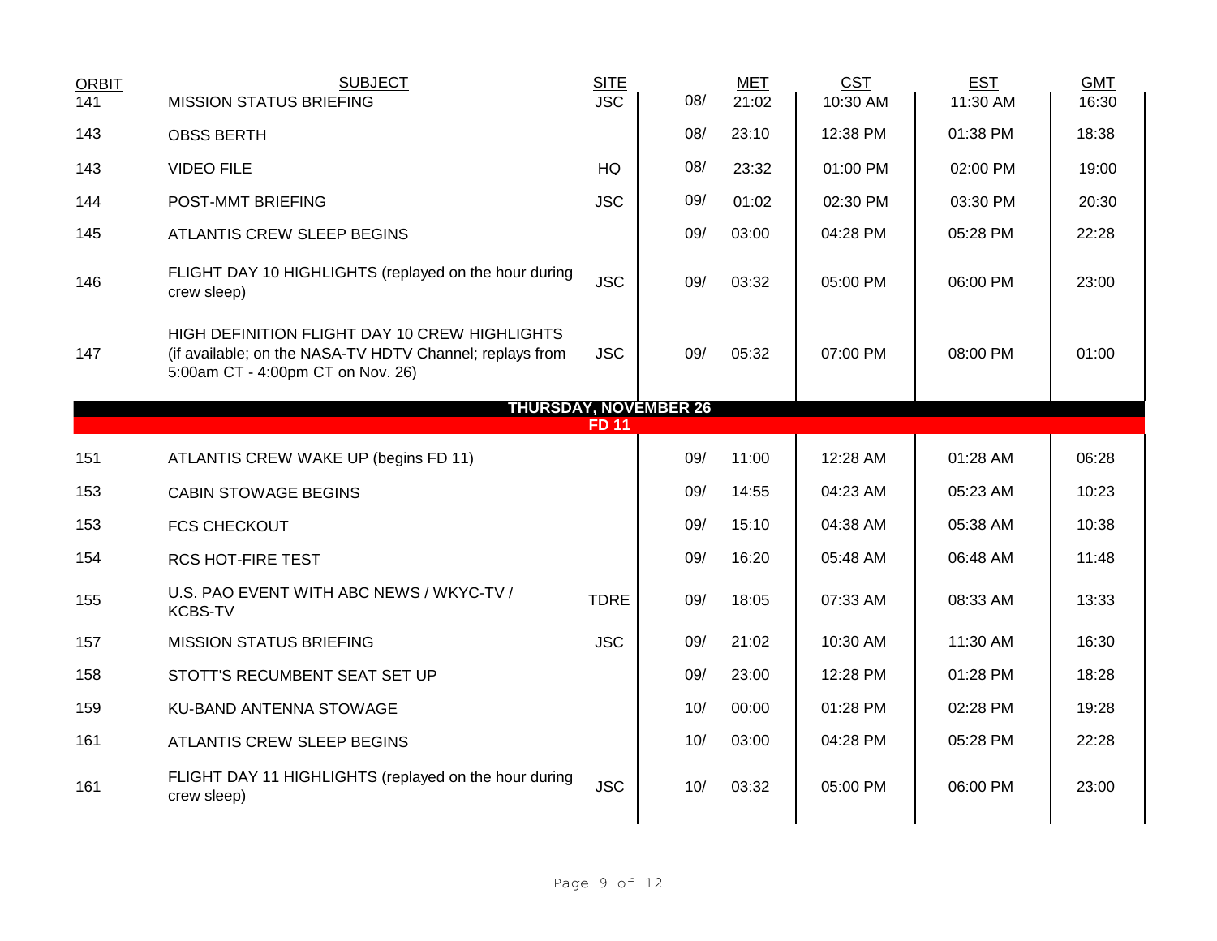| ORBIT | SUBJECT | SITE | MET | | CST | EST | GMT |
|---|---|---|---|---|---|---|---|
| 141 | MISSION STATUS BRIEFING | JSC | 08/ | 21:02 | 10:30 AM | 11:30 AM | 16:30 |
| 143 | OBSS BERTH | | 08/ | 23:10 | 12:38 PM | 01:38 PM | 18:38 |
| 143 | VIDEO FILE | HQ | 08/ | 23:32 | 01:00 PM | 02:00 PM | 19:00 |
| 144 | POST-MMT BRIEFING | JSC | 09/ | 01:02 | 02:30 PM | 03:30 PM | 20:30 |
| 145 | ATLANTIS CREW SLEEP BEGINS | | 09/ | 03:00 | 04:28 PM | 05:28 PM | 22:28 |
| 146 | FLIGHT DAY 10 HIGHLIGHTS (replayed on the hour during crew sleep) | JSC | 09/ | 03:32 | 05:00 PM | 06:00 PM | 23:00 |
| 147 | HIGH DEFINITION FLIGHT DAY 10 CREW HIGHLIGHTS (if available; on the NASA-TV HDTV Channel; replays from 5:00am CT - 4:00pm CT on Nov. 26) | JSC | 09/ | 05:32 | 07:00 PM | 08:00 PM | 01:00 |
| | **THURSDAY, NOVEMBER 26** | | | | | | |
| | **FD 11** | | | | | | |
| 151 | ATLANTIS CREW WAKE UP (begins FD 11) | | 09/ | 11:00 | 12:28 AM | 01:28 AM | 06:28 |
| 153 | CABIN STOWAGE BEGINS | | 09/ | 14:55 | 04:23 AM | 05:23 AM | 10:23 |
| 153 | FCS CHECKOUT | | 09/ | 15:10 | 04:38 AM | 05:38 AM | 10:38 |
| 154 | RCS HOT-FIRE TEST | | 09/ | 16:20 | 05:48 AM | 06:48 AM | 11:48 |
| 155 | U.S. PAO EVENT WITH ABC NEWS / WKYC-TV / KCBS-TV | TDRE | 09/ | 18:05 | 07:33 AM | 08:33 AM | 13:33 |
| 157 | MISSION STATUS BRIEFING | JSC | 09/ | 21:02 | 10:30 AM | 11:30 AM | 16:30 |
| 158 | STOTT'S RECUMBENT SEAT SET UP | | 09/ | 23:00 | 12:28 PM | 01:28 PM | 18:28 |
| 159 | KU-BAND ANTENNA STOWAGE | | 10/ | 00:00 | 01:28 PM | 02:28 PM | 19:28 |
| 161 | ATLANTIS CREW SLEEP BEGINS | | 10/ | 03:00 | 04:28 PM | 05:28 PM | 22:28 |
| 161 | FLIGHT DAY 11 HIGHLIGHTS (replayed on the hour during crew sleep) | JSC | 10/ | 03:32 | 05:00 PM | 06:00 PM | 23:00 |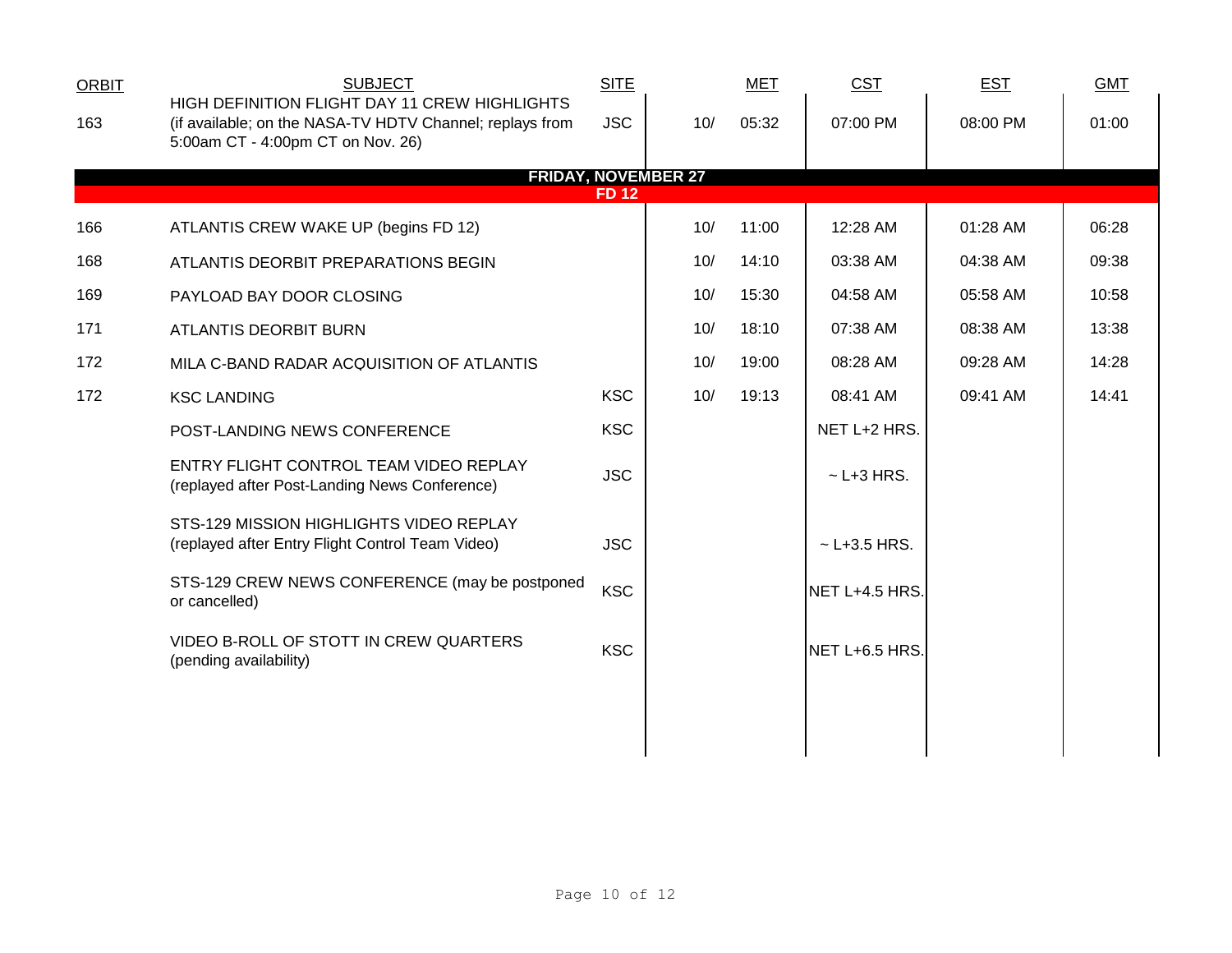| ORBIT | SUBJECT | SITE | MET | | CST | EST | GMT |
|---|---|---|---|---|---|---|---|
| 163 | HIGH DEFINITION FLIGHT DAY 11 CREW HIGHLIGHTS (if available; on the NASA-TV HDTV Channel; replays from 5:00am CT - 4:00pm CT on Nov. 26) | JSC | 10/ | 05:32 | 07:00 PM | 08:00 PM | 01:00 |
| | **FRIDAY, NOVEMBER 27** | | | | | | |
| | **FD 12** | | | | | | |
| 166 | ATLANTIS CREW WAKE UP (begins FD 12) | | 10/ | 11:00 | 12:28 AM | 01:28 AM | 06:28 |
| 168 | ATLANTIS DEORBIT PREPARATIONS BEGIN | | 10/ | 14:10 | 03:38 AM | 04:38 AM | 09:38 |
| 169 | PAYLOAD BAY DOOR CLOSING | | 10/ | 15:30 | 04:58 AM | 05:58 AM | 10:58 |
| 171 | ATLANTIS DEORBIT BURN | | 10/ | 18:10 | 07:38 AM | 08:38 AM | 13:38 |
| 172 | MILA C-BAND RADAR ACQUISITION OF ATLANTIS | | 10/ | 19:00 | 08:28 AM | 09:28 AM | 14:28 |
| 172 | KSC LANDING | KSC | 10/ | 19:13 | 08:41 AM | 09:41 AM | 14:41 |
| | POST-LANDING NEWS CONFERENCE | KSC | | | NET L+2 HRS. | | |
| | ENTRY FLIGHT CONTROL TEAM VIDEO REPLAY (replayed after Post-Landing News Conference) | JSC | | | ~ L+3 HRS. | | |
| | STS-129 MISSION HIGHLIGHTS VIDEO REPLAY (replayed after Entry Flight Control Team Video) | JSC | | | ~ L+3.5 HRS. | | |
| | STS-129 CREW NEWS CONFERENCE (may be postponed or cancelled) | KSC | | | NET L+4.5 HRS. | | |
| | VIDEO B-ROLL OF STOTT IN CREW QUARTERS (pending availability) | KSC | | | NET L+6.5 HRS. | | |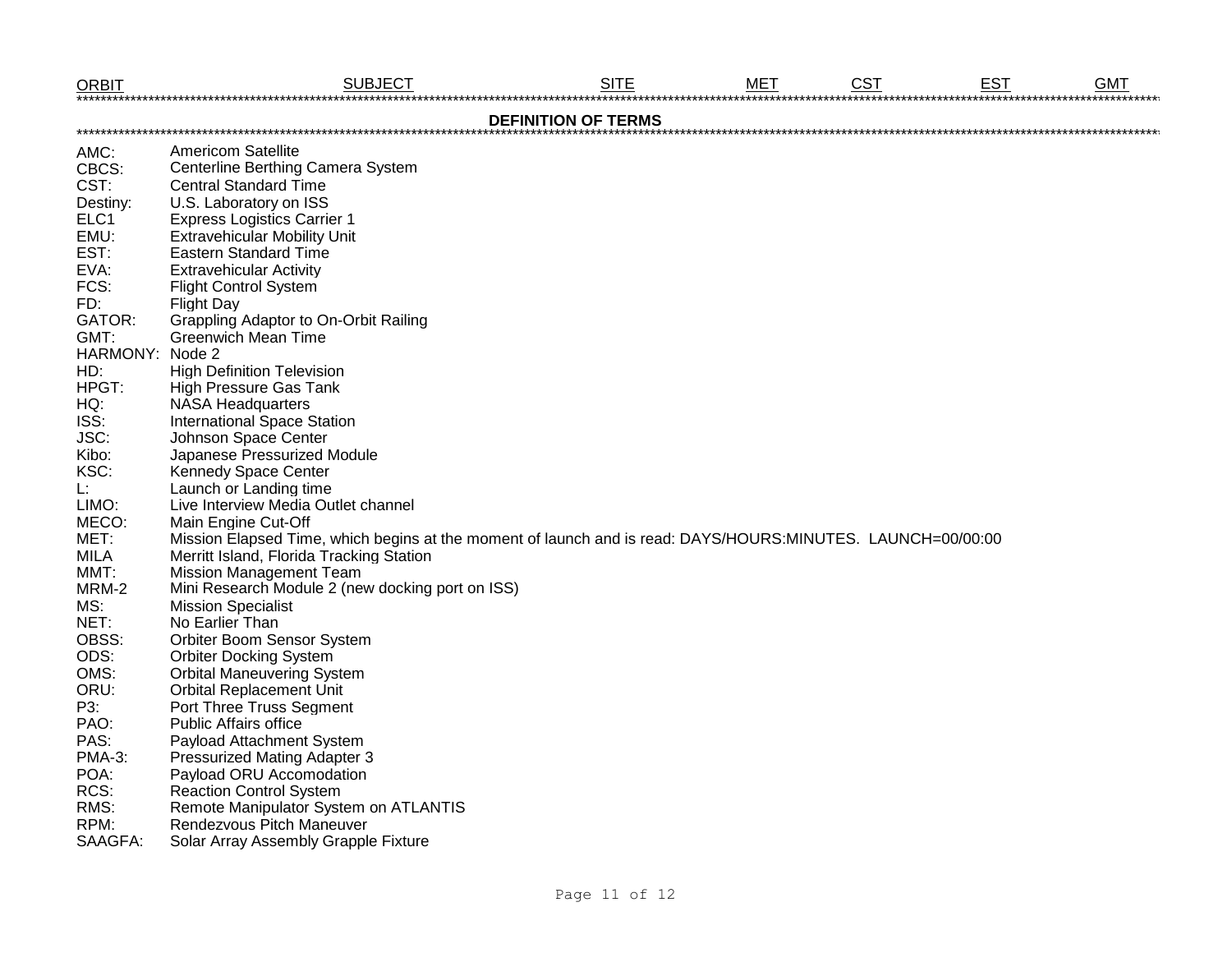## DEFINITION OF TERMS

| | |
|---|---|
| AMC: | Americom Satellite |
| CBCS: | Centerline Berthing Camera System |
| CST: | Central Standard Time |
| Destiny: | U.S. Laboratory on ISS |
| ELC1 | Express Logistics Carrier 1 |
| EMU: | Extravehicular Mobility Unit |
| EST: | Eastern Standard Time |
| EVA: | Extravehicular Activity |
| FCS: | Flight Control System |
| FD: | Flight Day |
| GATOR: | Grappling Adaptor to On-Orbit Railing |
| GMT: | Greenwich Mean Time |
| HARMONY: | Node 2 |
| HD: | High Definition Television |
| HPGT: | High Pressure Gas Tank |
| HQ: | NASA Headquarters |
| ISS: | International Space Station |
| JSC: | Johnson Space Center |
| Kibo: | Japanese Pressurized Module |
| KSC: | Kennedy Space Center |
| L: | Launch or Landing time |
| LIMO: | Live Interview Media Outlet channel |
| MECO: | Main Engine Cut-Off |
| MET: | Mission Elapsed Time, which begins at the moment of launch and is read: DAYS/HOURS:MINUTES. LAUNCH=00/00:00 |
| MILA | Merritt Island, Florida Tracking Station |
| MMT: | Mission Management Team |
| MRM-2 | Mini Research Module 2 (new docking port on ISS) |
| MS: | Mission Specialist |
| NET: | No Earlier Than |
| OBSS: | Orbiter Boom Sensor System |
| ODS: | Orbiter Docking System |
| OMS: | Orbital Maneuvering System |
| ORU: | Orbital Replacement Unit |
| P3: | Port Three Truss Segment |
| PAO: | Public Affairs office |
| PAS: | Payload Attachment System |
| PMA-3: | Pressurized Mating Adapter 3 |
| POA: | Payload ORU Accomodation |
| RCS: | Reaction Control System |
| RMS: | Remote Manipulator System on ATLANTIS |
| RPM: | Rendezvous Pitch Maneuver |
| SAAGFA: | Solar Array Assembly Grapple Fixture |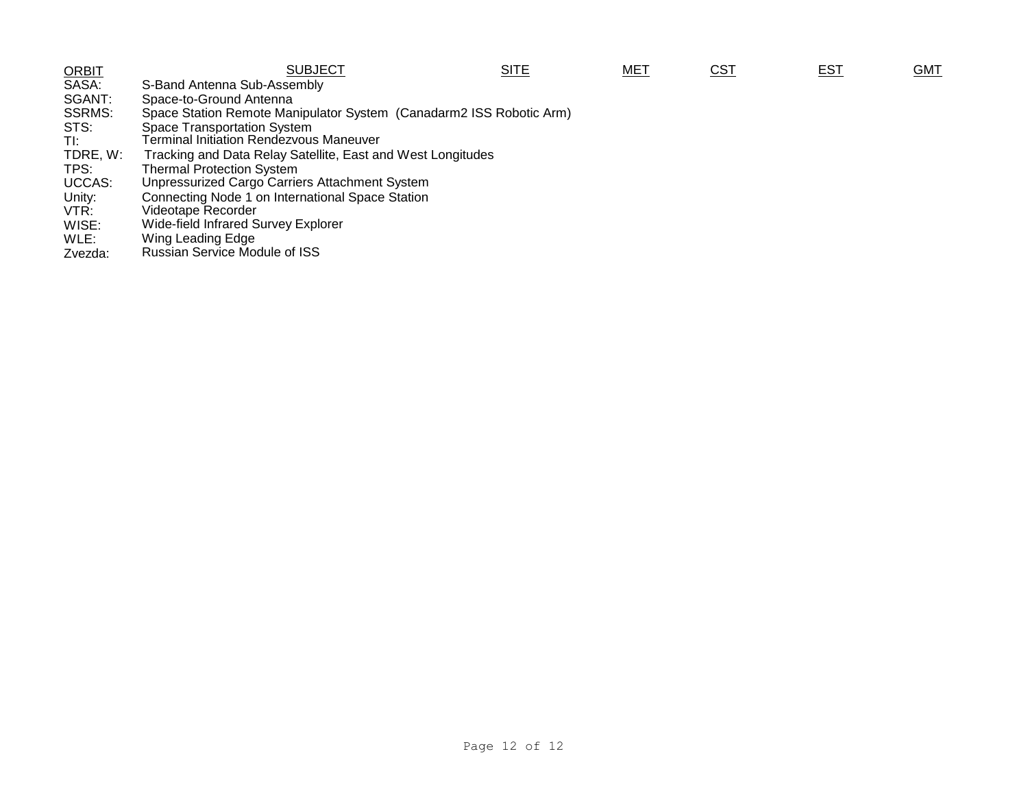| ORBIT | SUBJECT | SITE | MET | CST | EST | GMT |
|---|---|---|---|---|---|---|
| SASA: | S-Band Antenna Sub-Assembly | | | | | |
| SGANT: | Space-to-Ground Antenna | | | | | |
| SSRMS: | Space Station Remote Manipulator System (Canadarm2 ISS Robotic Arm) | | | | | |
| STS: | Space Transportation System | | | | | |
| TI: | Terminal Initiation Rendezvous Maneuver | | | | | |
| TDRE, W: | Tracking and Data Relay Satellite, East and West Longitudes | | | | | |
| TPS: | Thermal Protection System | | | | | |
| UCCAS: | Unpressurized Cargo Carriers Attachment System | | | | | |
| Unity: | Connecting Node 1 on International Space Station | | | | | |
| VTR: | Videotape Recorder | | | | | |
| WISE: | Wide-field Infrared Survey Explorer | | | | | |
| WLE: | Wing Leading Edge | | | | | |
| Zvezda: | Russian Service Module of ISS | | | | | |